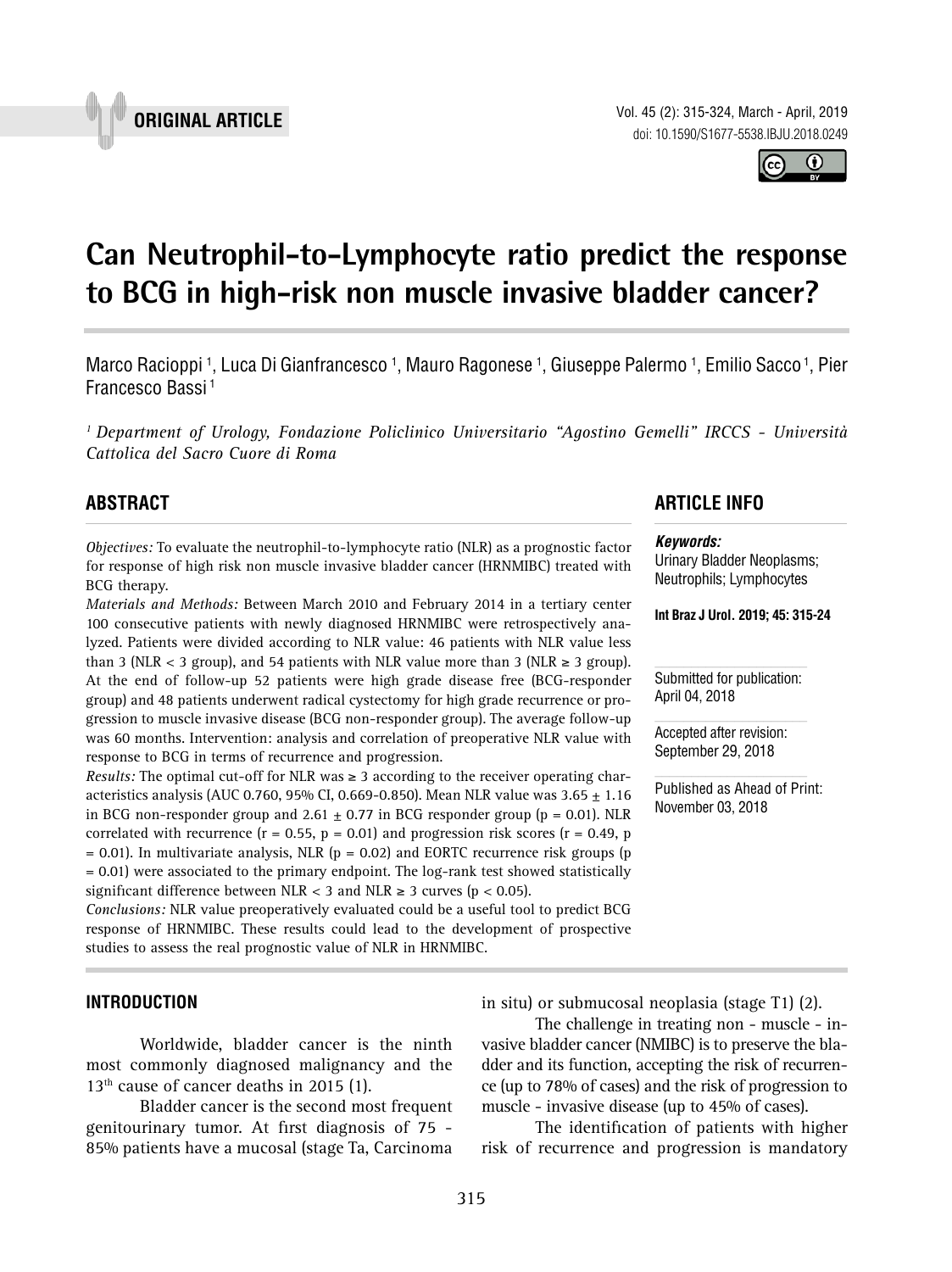ORIGINAL ARTICLE

# Can Neutrophil-to-Lymphocyte ratio predict the response to BCG in high-risk non muscle invasive bladder cancer?

Marco Racioppi [1], Luca Di Gianfrancesco [1], Mauro Ragonese [1], Giuseppe Palermo [1], Emilio Sacco [1], Pier Francesco Bassi [1]

*[1] Department of Urology, Fondazione Policlinico Universitario "Agostino Gemelli" IRCCS - Università Cattolica del Sacro Cuore di Roma*

## ABSTRACT

*Objectives:* To evaluate the neutrophil-to-lymphocyte ratio (NLR) as a prognostic factor for response of high risk non muscle invasive bladder cancer (HRNMIBC) treated with BCG therapy.

*Materials and Methods:* Between March 2010 and February 2014 in a tertiary center 100 consecutive patients with newly diagnosed HRNMIBC were retrospectively analyzed. Patients were divided according to NLR value: 46 patients with NLR value less than 3 (NLR < 3 group), and 54 patients with NLR value more than 3 (NLR ≥ 3 group). At the end of follow-up 52 patients were high grade disease free (BCG-responder group) and 48 patients underwent radical cystectomy for high grade recurrence or progression to muscle invasive disease (BCG non-responder group). The average follow-up was 60 months. Intervention: analysis and correlation of preoperative NLR value with response to BCG in terms of recurrence and progression.

*Results:* The optimal cut-off for NLR was ≥ 3 according to the receiver operating characteristics analysis (AUC 0.760, 95% CI, 0.669-0.850). Mean NLR value was $3.65 \pm 1.16$ in BCG non-responder group and $2.61 \pm 0.77$ in BCG responder group ($p = 0.01$). NLR correlated with recurrence ($r = 0.55$, $p = 0.01$) and progression risk scores ($r = 0.49$, $p = 0.01$). In multivariate analysis, NLR ($p = 0.02$) and EORTC recurrence risk groups ($p = 0.01$) were associated to the primary endpoint. The log-rank test showed statistically significant difference between NLR < 3 and NLR ≥ 3 curves ($p < 0.05$).

*Conclusions:* NLR value preoperatively evaluated could be a useful tool to predict BCG response of HRNMIBC. These results could lead to the development of prospective studies to assess the real prognostic value of NLR in HRNMIBC.

## ARTICLE INFO

***Keywords:***
Urinary Bladder Neoplasms; Neutrophils; Lymphocytes

**Int Braz J Urol. 2019; 45: 315-24**

Submitted for publication: April 04, 2018

Accepted after revision: September 29, 2018

Published as Ahead of Print: November 03, 2018

## INTRODUCTION

Worldwide, bladder cancer is the ninth most commonly diagnosed malignancy and the 13th cause of cancer deaths in 2015 (1).

Bladder cancer is the second most frequent genitourinary tumor. At first diagnosis of 75 - 85% patients have a mucosal (stage Ta, Carcinoma in situ) or submucosal neoplasia (stage T1) (2).

The challenge in treating non - muscle - invasive bladder cancer (NMIBC) is to preserve the bladder and its function, accepting the risk of recurrence (up to 78% of cases) and the risk of progression to muscle - invasive disease (up to 45% of cases).

The identification of patients with higher risk of recurrence and progression is mandatory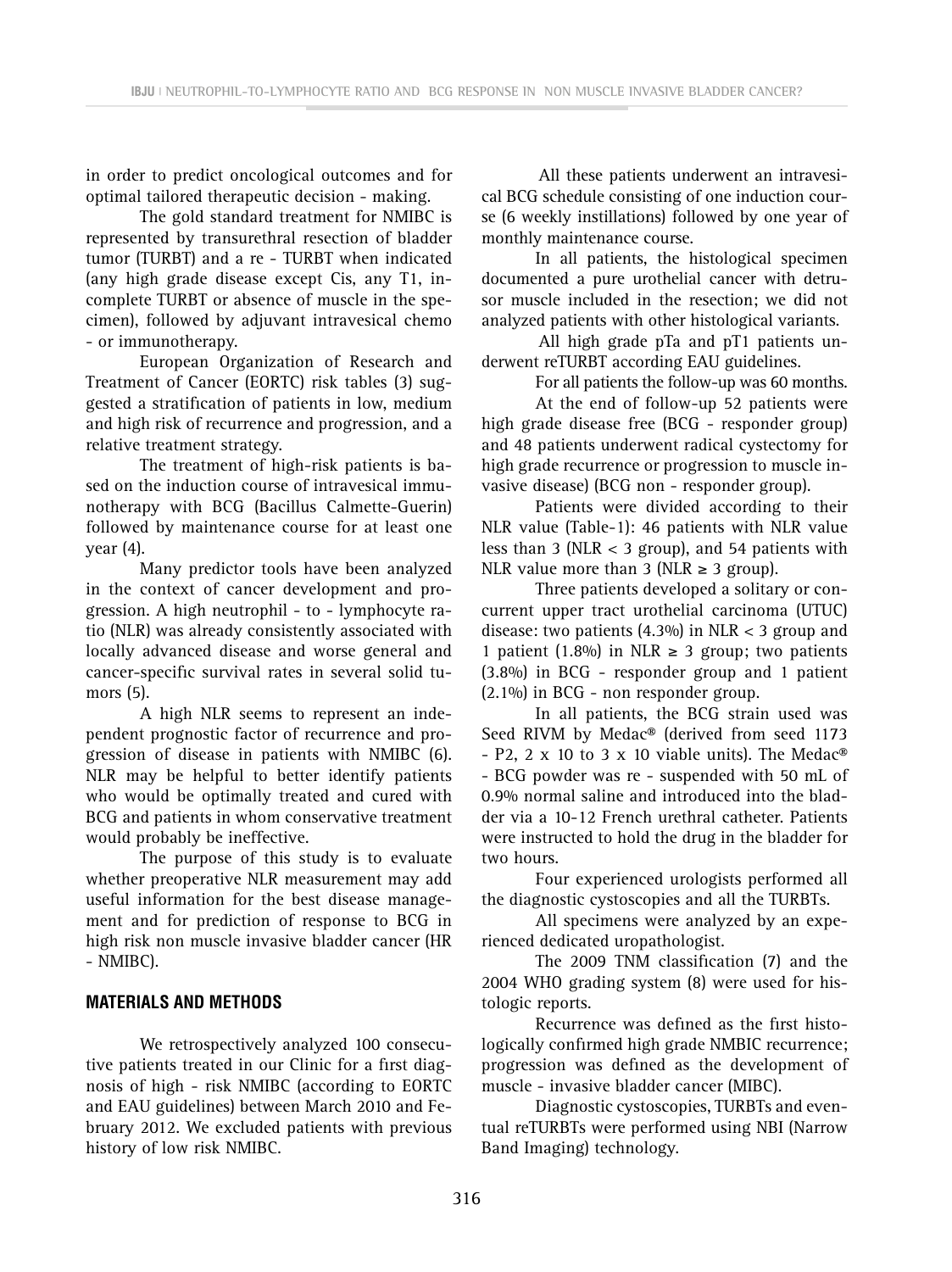in order to predict oncological outcomes and for optimal tailored therapeutic decision - making.

The gold standard treatment for NMIBC is represented by transurethral resection of bladder tumor (TURBT) and a re - TURBT when indicated (any high grade disease except Cis, any T1, incomplete TURBT or absence of muscle in the specimen), followed by adjuvant intravesical chemo - or immunotherapy.

European Organization of Research and Treatment of Cancer (EORTC) risk tables (3) suggested a stratification of patients in low, medium and high risk of recurrence and progression, and a relative treatment strategy.

The treatment of high-risk patients is based on the induction course of intravesical immunotherapy with BCG (Bacillus Calmette-Guerin) followed by maintenance course for at least one year (4).

Many predictor tools have been analyzed in the context of cancer development and progression. A high neutrophil - to - lymphocyte ratio (NLR) was already consistently associated with locally advanced disease and worse general and cancer-specific survival rates in several solid tumors (5).

A high NLR seems to represent an independent prognostic factor of recurrence and progression of disease in patients with NMIBC (6). NLR may be helpful to better identify patients who would be optimally treated and cured with BCG and patients in whom conservative treatment would probably be ineffective.

The purpose of this study is to evaluate whether preoperative NLR measurement may add useful information for the best disease management and for prediction of response to BCG in high risk non muscle invasive bladder cancer (HR - NMIBC).

## MATERIALS AND METHODS

We retrospectively analyzed 100 consecutive patients treated in our Clinic for a first diagnosis of high - risk NMIBC (according to EORTC and EAU guidelines) between March 2010 and February 2012. We excluded patients with previous history of low risk NMIBC.

All these patients underwent an intravesical BCG schedule consisting of one induction course (6 weekly instillations) followed by one year of monthly maintenance course.

In all patients, the histological specimen documented a pure urothelial cancer with detrusor muscle included in the resection; we did not analyzed patients with other histological variants.

All high grade pTa and pT1 patients underwent reTURBT according EAU guidelines.

For all patients the follow-up was 60 months.

At the end of follow-up 52 patients were high grade disease free (BCG - responder group) and 48 patients underwent radical cystectomy for high grade recurrence or progression to muscle invasive disease) (BCG non - responder group).

Patients were divided according to their NLR value (Table-1): 46 patients with NLR value less than 3 (NLR < 3 group), and 54 patients with NLR value more than 3 (NLR ≥ 3 group).

Three patients developed a solitary or concurrent upper tract urothelial carcinoma (UTUC) disease: two patients (4.3%) in NLR < 3 group and 1 patient (1.8%) in NLR ≥ 3 group; two patients (3.8%) in BCG - responder group and 1 patient (2.1%) in BCG - non responder group.

In all patients, the BCG strain used was Seed RIVM by Medac® (derived from seed 1173 - P2, 2 x 10 to 3 x 10 viable units). The Medac® - BCG powder was re - suspended with 50 mL of 0.9% normal saline and introduced into the bladder via a 10-12 French urethral catheter. Patients were instructed to hold the drug in the bladder for two hours.

Four experienced urologists performed all the diagnostic cystoscopies and all the TURBTs.

All specimens were analyzed by an experienced dedicated uropathologist.

The 2009 TNM classification (7) and the 2004 WHO grading system (8) were used for histologic reports.

Recurrence was defined as the first histologically confirmed high grade NMBIC recurrence; progression was defined as the development of muscle - invasive bladder cancer (MIBC).

Diagnostic cystoscopies, TURBTs and eventual reTURBTs were performed using NBI (Narrow Band Imaging) technology.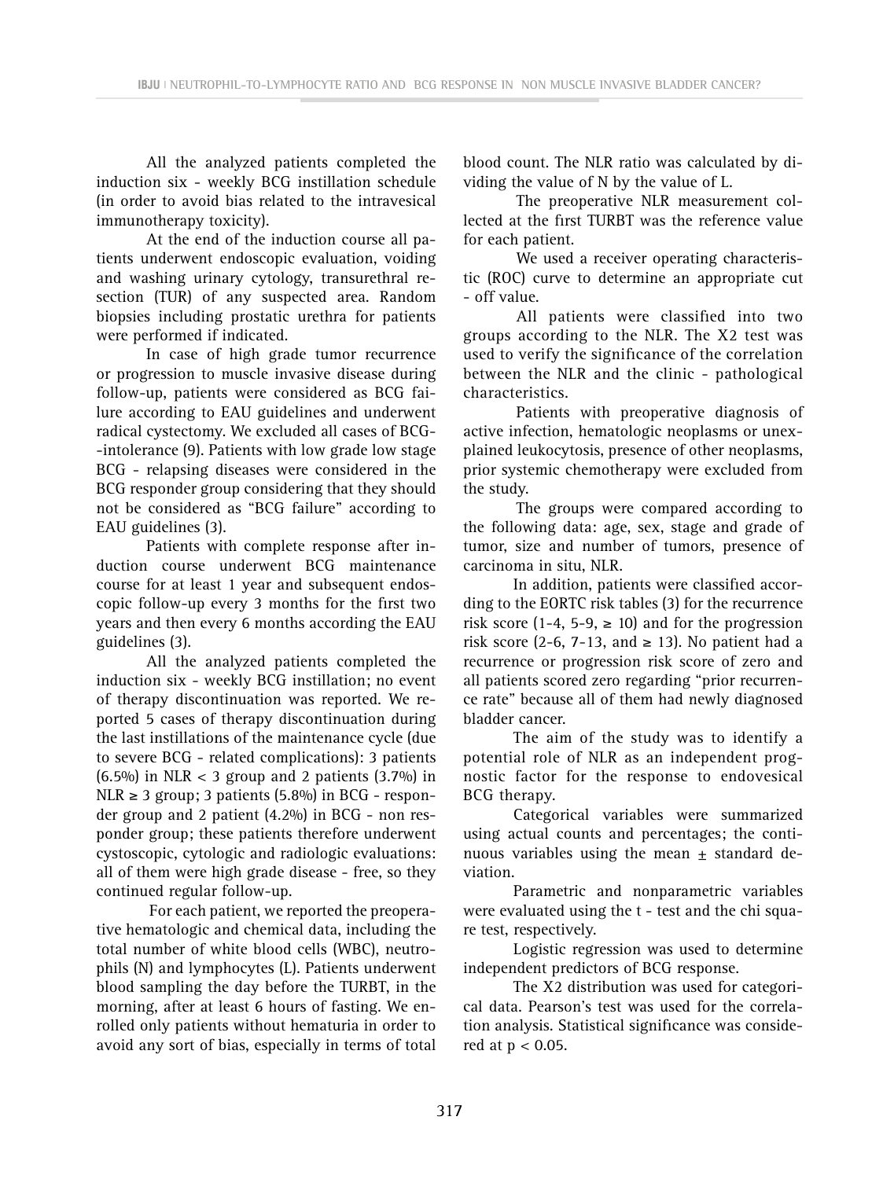All the analyzed patients completed the induction six - weekly BCG instillation schedule (in order to avoid bias related to the intravesical immunotherapy toxicity).

At the end of the induction course all patients underwent endoscopic evaluation, voiding and washing urinary cytology, transurethral resection (TUR) of any suspected area. Random biopsies including prostatic urethra for patients were performed if indicated.

In case of high grade tumor recurrence or progression to muscle invasive disease during follow-up, patients were considered as BCG failure according to EAU guidelines and underwent radical cystectomy. We excluded all cases of BCG--intolerance (9). Patients with low grade low stage BCG - relapsing diseases were considered in the BCG responder group considering that they should not be considered as "BCG failure" according to EAU guidelines (3).

Patients with complete response after induction course underwent BCG maintenance course for at least 1 year and subsequent endoscopic follow-up every 3 months for the first two years and then every 6 months according the EAU guidelines (3).

All the analyzed patients completed the induction six - weekly BCG instillation; no event of therapy discontinuation was reported. We reported 5 cases of therapy discontinuation during the last instillations of the maintenance cycle (due to severe BCG - related complications): 3 patients (6.5%) in NLR < 3 group and 2 patients (3.7%) in NLR ≥ 3 group; 3 patients (5.8%) in BCG - responder group and 2 patient (4.2%) in BCG - non responder group; these patients therefore underwent cystoscopic, cytologic and radiologic evaluations: all of them were high grade disease - free, so they continued regular follow-up.

For each patient, we reported the preoperative hematologic and chemical data, including the total number of white blood cells (WBC), neutrophils (N) and lymphocytes (L). Patients underwent blood sampling the day before the TURBT, in the morning, after at least 6 hours of fasting. We enrolled only patients without hematuria in order to avoid any sort of bias, especially in terms of total blood count. The NLR ratio was calculated by dividing the value of N by the value of L.

The preoperative NLR measurement collected at the first TURBT was the reference value for each patient.

We used a receiver operating characteristic (ROC) curve to determine an appropriate cut - off value.

All patients were classified into two groups according to the NLR. The X2 test was used to verify the significance of the correlation between the NLR and the clinic - pathological characteristics.

Patients with preoperative diagnosis of active infection, hematologic neoplasms or unexplained leukocytosis, presence of other neoplasms, prior systemic chemotherapy were excluded from the study.

The groups were compared according to the following data: age, sex, stage and grade of tumor, size and number of tumors, presence of carcinoma in situ, NLR.

In addition, patients were classified according to the EORTC risk tables (3) for the recurrence risk score (1-4, 5-9, ≥ 10) and for the progression risk score (2-6, 7-13, and ≥ 13). No patient had a recurrence or progression risk score of zero and all patients scored zero regarding "prior recurrence rate" because all of them had newly diagnosed bladder cancer.

The aim of the study was to identify a potential role of NLR as an independent prognostic factor for the response to endovesical BCG therapy.

Categorical variables were summarized using actual counts and percentages; the continuous variables using the mean ± standard deviation.

Parametric and nonparametric variables were evaluated using the t - test and the chi square test, respectively.

Logistic regression was used to determine independent predictors of BCG response.

The X2 distribution was used for categorical data. Pearson's test was used for the correlation analysis. Statistical significance was considered at $p < 0.05$.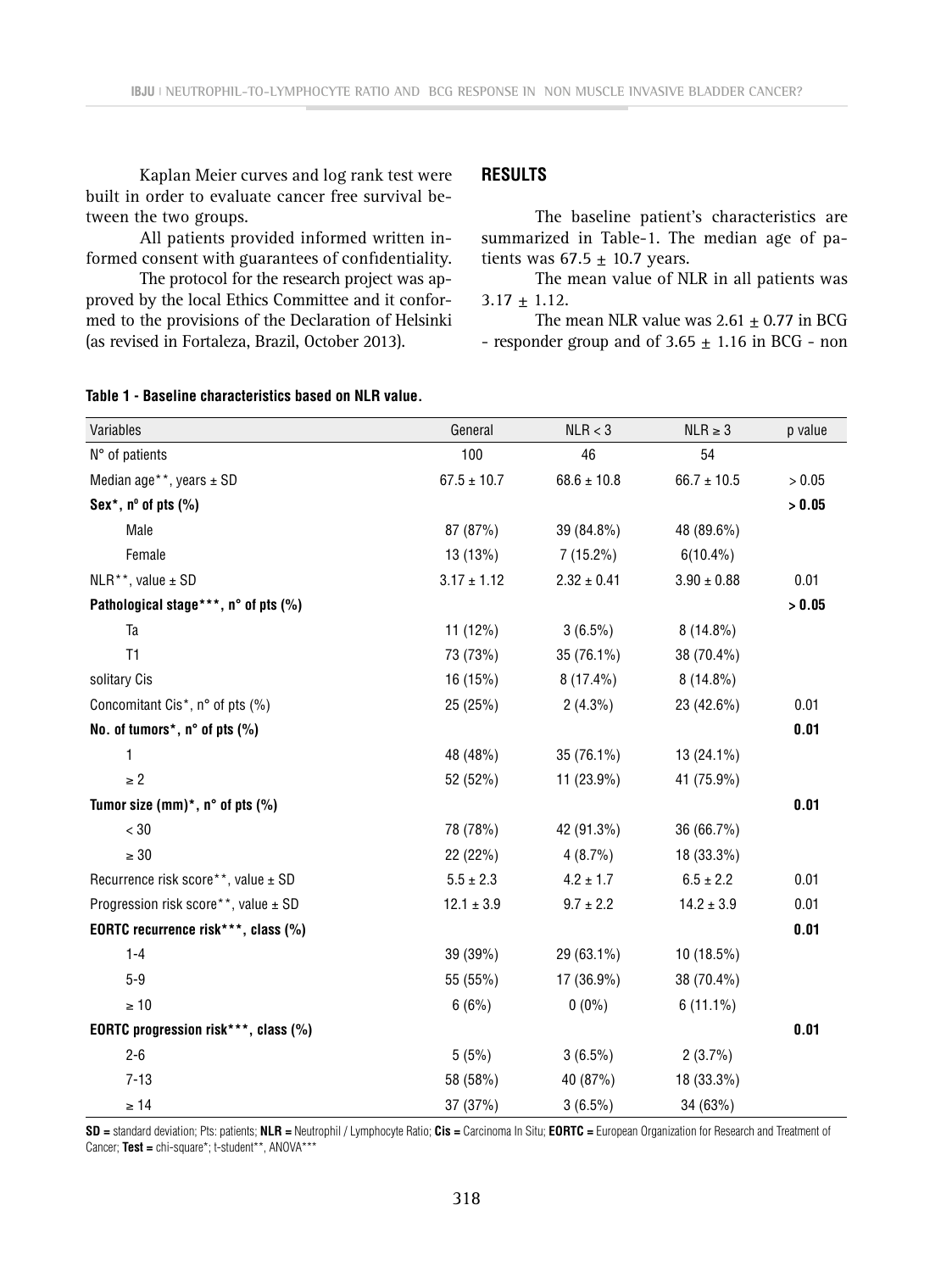Kaplan Meier curves and log rank test were built in order to evaluate cancer free survival between the two groups.

All patients provided informed written informed consent with guarantees of confidentiality.

The protocol for the research project was approved by the local Ethics Committee and it conformed to the provisions of the Declaration of Helsinki (as revised in Fortaleza, Brazil, October 2013).

## RESULTS

The baseline patient's characteristics are summarized in Table-1. The median age of patients was 67.5 ± 10.7 years.

The mean value of NLR in all patients was 3.17 ± 1.12.

The mean NLR value was 2.61 ± 0.77 in BCG - responder group and of 3.65 ± 1.16 in BCG - non

**Table 1 - Baseline characteristics based on NLR value.**

| Variables | General | NLR < 3 | NLR ≥ 3 | p value |
|---|---|---|---|---|
| N° of patients | 100 | 46 | 54 | |
| Median age**, years ± SD | 67.5 ± 10.7 | 68.6 ± 10.8 | 66.7 ± 10.5 | > 0.05 |
| **Sex*, nº of pts (%)** | | | | **> 0.05** |
| Male | 87 (87%) | 39 (84.8%) | 48 (89.6%) | |
| Female | 13 (13%) | 7 (15.2%) | 6(10.4%) | |
| NLR**, value ± SD | 3.17 ± 1.12 | 2.32 ± 0.41 | 3.90 ± 0.88 | 0.01 |
| **Pathological stage***, n° of pts (%)** | | | | **> 0.05** |
| Ta | 11 (12%) | 3 (6.5%) | 8 (14.8%) | |
| T1 | 73 (73%) | 35 (76.1%) | 38 (70.4%) | |
| solitary Cis | 16 (15%) | 8 (17.4%) | 8 (14.8%) | |
| Concomitant Cis*, n° of pts (%) | 25 (25%) | 2 (4.3%) | 23 (42.6%) | 0.01 |
| **No. of tumors*, n° of pts (%)** | | | | **0.01** |
| 1 | 48 (48%) | 35 (76.1%) | 13 (24.1%) | |
| ≥ 2 | 52 (52%) | 11 (23.9%) | 41 (75.9%) | |
| **Tumor size (mm)*, n° of pts (%)** | | | | **0.01** |
| < 30 | 78 (78%) | 42 (91.3%) | 36 (66.7%) | |
| ≥ 30 | 22 (22%) | 4 (8.7%) | 18 (33.3%) | |
| Recurrence risk score**, value ± SD | 5.5 ± 2.3 | 4.2 ± 1.7 | 6.5 ± 2.2 | 0.01 |
| Progression risk score**, value ± SD | 12.1 ± 3.9 | 9.7 ± 2.2 | 14.2 ± 3.9 | 0.01 |
| **EORTC recurrence risk***, class (%)** | | | | **0.01** |
| 1-4 | 39 (39%) | 29 (63.1%) | 10 (18.5%) | |
| 5-9 | 55 (55%) | 17 (36.9%) | 38 (70.4%) | |
| ≥ 10 | 6 (6%) | 0 (0%) | 6 (11.1%) | |
| **EORTC progression risk***, class (%)** | | | | **0.01** |
| 2-6 | 5 (5%) | 3 (6.5%) | 2 (3.7%) | |
| 7-13 | 58 (58%) | 40 (87%) | 18 (33.3%) | |
| ≥ 14 | 37 (37%) | 3 (6.5%) | 34 (63%) | |

**SD =** standard deviation; Pts: patients; **NLR =** Neutrophil / Lymphocyte Ratio; **Cis =** Carcinoma In Situ; **EORTC =** European Organization for Research and Treatment of Cancer; **Test =** chi-square*; t-student**, ANOVA***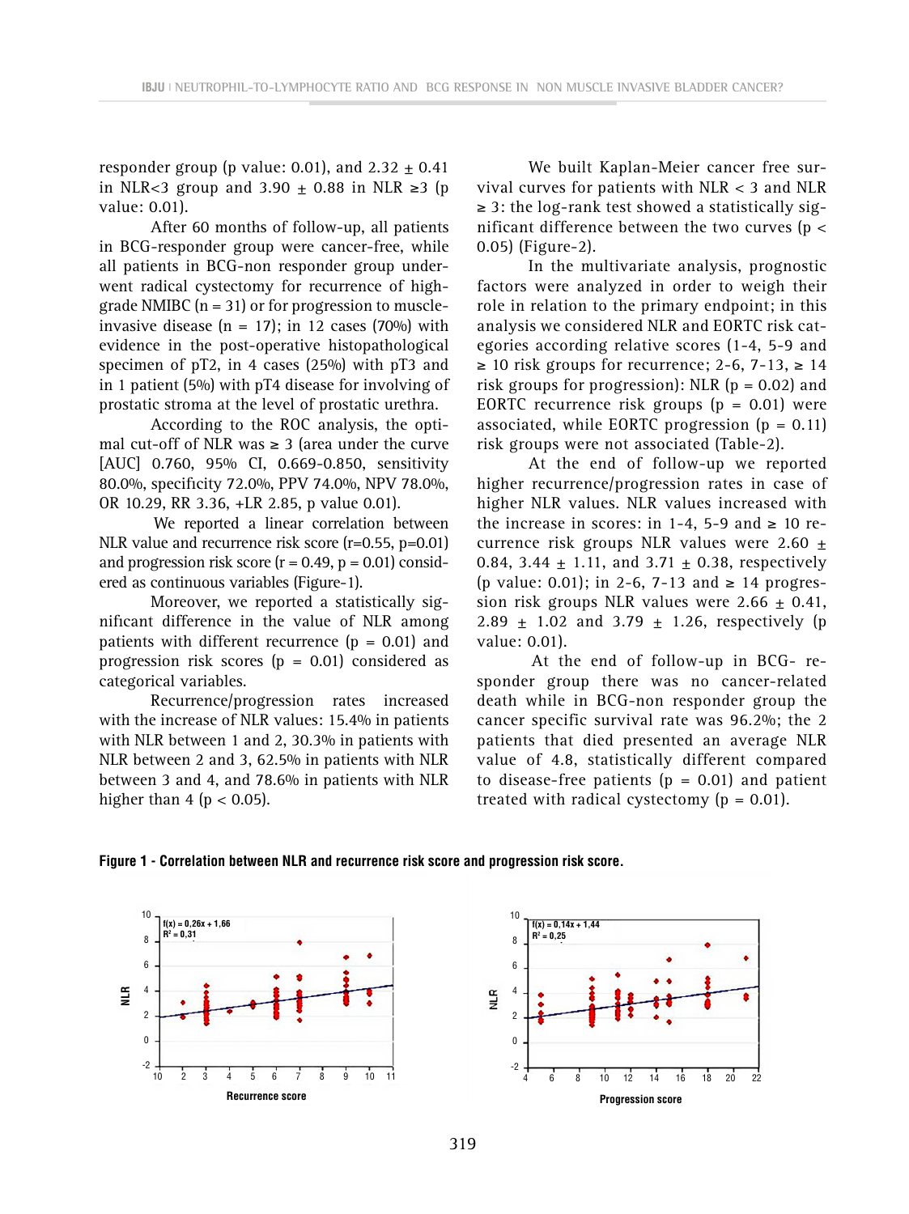responder group (p value: 0.01), and 2.32 ± 0.41 in NLR<3 group and 3.90 ± 0.88 in NLR ≥3 (p value: 0.01).

After 60 months of follow-up, all patients in BCG-responder group were cancer-free, while all patients in BCG-non responder group underwent radical cystectomy for recurrence of high-grade NMIBC (n = 31) or for progression to muscle-invasive disease (n = 17); in 12 cases (70%) with evidence in the post-operative histopathological specimen of pT2, in 4 cases (25%) with pT3 and in 1 patient (5%) with pT4 disease for involving of prostatic stroma at the level of prostatic urethra.

According to the ROC analysis, the optimal cut-off of NLR was ≥ 3 (area under the curve [AUC] 0.760, 95% CI, 0.669-0.850, sensitivity 80.0%, specificity 72.0%, PPV 74.0%, NPV 78.0%, OR 10.29, RR 3.36, +LR 2.85, p value 0.01).

We reported a linear correlation between NLR value and recurrence risk score (r=0.55, p=0.01) and progression risk score (r = 0.49, p = 0.01) considered as continuous variables (Figure-1).

Moreover, we reported a statistically significant difference in the value of NLR among patients with different recurrence (p = 0.01) and progression risk scores (p = 0.01) considered as categorical variables.

Recurrence/progression rates increased with the increase of NLR values: 15.4% in patients with NLR between 1 and 2, 30.3% in patients with NLR between 2 and 3, 62.5% in patients with NLR between 3 and 4, and 78.6% in patients with NLR higher than 4 (p < 0.05).

We built Kaplan-Meier cancer free survival curves for patients with NLR < 3 and NLR ≥ 3: the log-rank test showed a statistically significant difference between the two curves (p < 0.05) (Figure-2).

In the multivariate analysis, prognostic factors were analyzed in order to weigh their role in relation to the primary endpoint; in this analysis we considered NLR and EORTC risk categories according relative scores (1-4, 5-9 and ≥ 10 risk groups for recurrence; 2-6, 7-13, ≥ 14 risk groups for progression): NLR (p = 0.02) and EORTC recurrence risk groups (p = 0.01) were associated, while EORTC progression (p = 0.11) risk groups were not associated (Table-2).

At the end of follow-up we reported higher recurrence/progression rates in case of higher NLR values. NLR values increased with the increase in scores: in 1-4, 5-9 and ≥ 10 recurrence risk groups NLR values were 2.60 ± 0.84, 3.44 ± 1.11, and 3.71 ± 0.38, respectively (p value: 0.01); in 2-6, 7-13 and ≥ 14 progression risk groups NLR values were 2.66 ± 0.41, 2.89 ± 1.02 and 3.79 ± 1.26, respectively (p value: 0.01).

At the end of follow-up in BCG-responder group there was no cancer-related death while in BCG-non responder group the cancer specific survival rate was 96.2%; the 2 patients that died presented an average NLR value of 4.8, statistically different compared to disease-free patients (p = 0.01) and patient treated with radical cystectomy (p = 0.01).

**Figure 1 - Correlation between NLR and recurrence risk score and progression risk score.**

Left panel: f(x) = 0,26x + 1,66; $R^2$ = 0,31 (NLR vs. Recurrence score)

Right panel: f(x) = 0,14x + 1,44; $R^2$ = 0,25 (NLR vs. Progression score)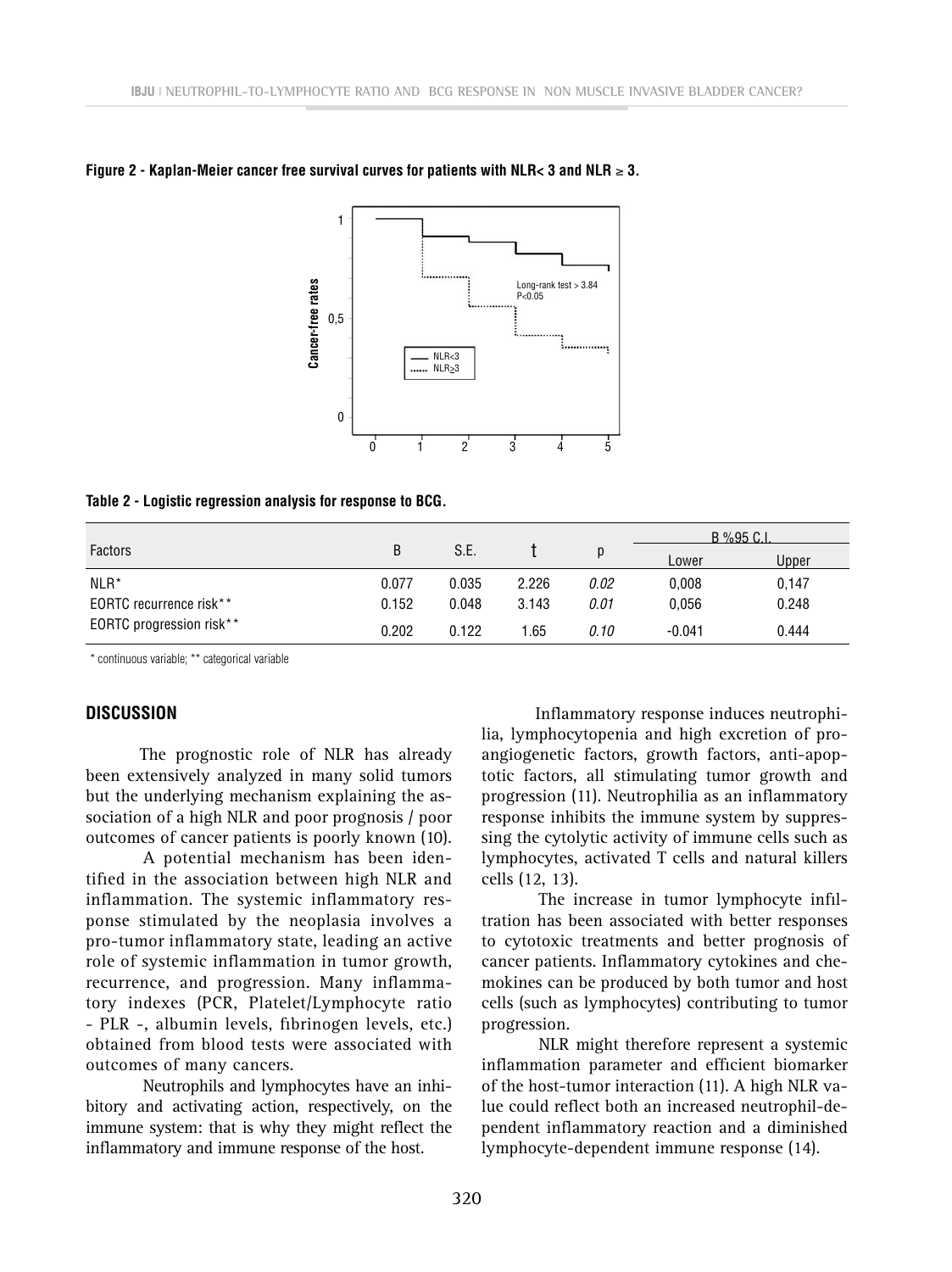**Figure 2 - Kaplan-Meier cancer free survival curves for patients with NLR< 3 and NLR ≥ 3.**

**Table 2 - Logistic regression analysis for response to BCG.**

| Factors | B | S.E. | t | p | B %95 C.I. | |
|---|---|---|---|---|---|---|
| | | | | | Lower | Upper |
| NLR* | 0.077 | 0.035 | 2.226 | *0.02* | 0,008 | 0,147 |
| EORTC recurrence risk** | 0.152 | 0.048 | 3.143 | *0.01* | 0,056 | 0.248 |
| EORTC progression risk** | 0.202 | 0.122 | 1.65 | *0.10* | -0.041 | 0.444 |

* continuous variable; ** categorical variable

## DISCUSSION

The prognostic role of NLR has already been extensively analyzed in many solid tumors but the underlying mechanism explaining the association of a high NLR and poor prognosis / poor outcomes of cancer patients is poorly known (10).

A potential mechanism has been identified in the association between high NLR and inflammation. The systemic inflammatory response stimulated by the neoplasia involves a pro-tumor inflammatory state, leading an active role of systemic inflammation in tumor growth, recurrence, and progression. Many inflammatory indexes (PCR, Platelet/Lymphocyte ratio - PLR -, albumin levels, fibrinogen levels, etc.) obtained from blood tests were associated with outcomes of many cancers.

Neutrophils and lymphocytes have an inhibitory and activating action, respectively, on the immune system: that is why they might reflect the inflammatory and immune response of the host.

Inflammatory response induces neutrophilia, lymphocytopenia and high excretion of pro-angiogenetic factors, growth factors, anti-apoptotic factors, all stimulating tumor growth and progression (11). Neutrophilia as an inflammatory response inhibits the immune system by suppressing the cytolytic activity of immune cells such as lymphocytes, activated T cells and natural killers cells (12, 13).

The increase in tumor lymphocyte infiltration has been associated with better responses to cytotoxic treatments and better prognosis of cancer patients. Inflammatory cytokines and chemokines can be produced by both tumor and host cells (such as lymphocytes) contributing to tumor progression.

NLR might therefore represent a systemic inflammation parameter and efficient biomarker of the host-tumor interaction (11). A high NLR value could reflect both an increased neutrophil-dependent inflammatory reaction and a diminished lymphocyte-dependent immune response (14).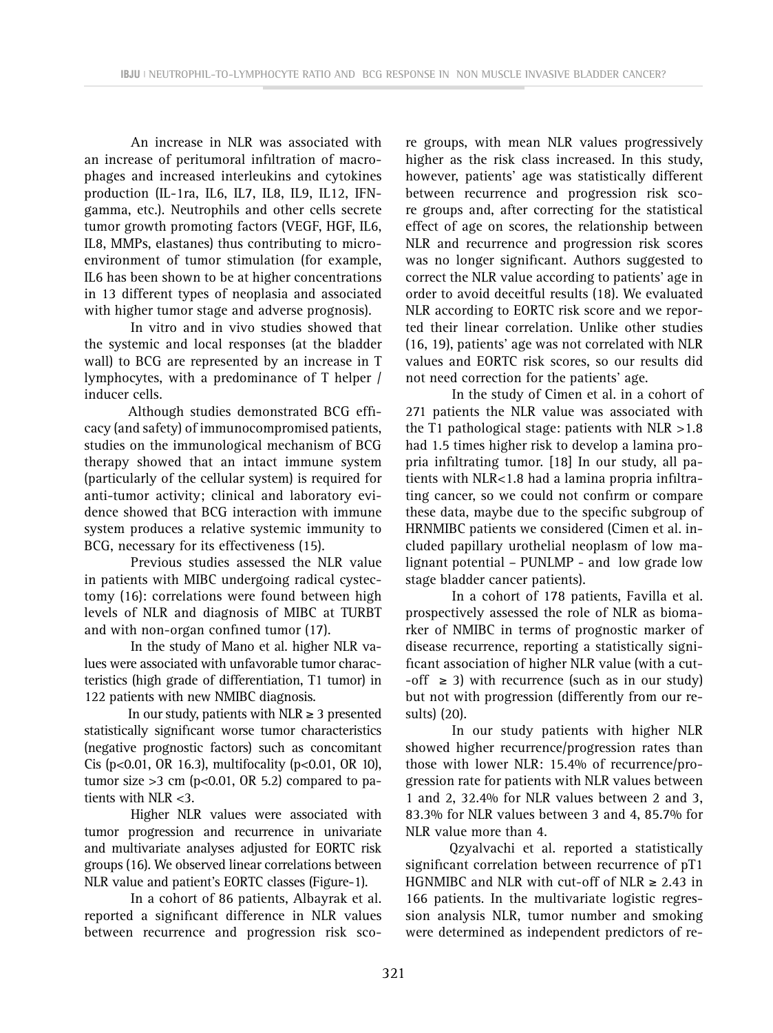An increase in NLR was associated with an increase of peritumoral infiltration of macrophages and increased interleukins and cytokines production (IL-1ra, IL6, IL7, IL8, IL9, IL12, IFN-gamma, etc.). Neutrophils and other cells secrete tumor growth promoting factors (VEGF, HGF, IL6, IL8, MMPs, elastanes) thus contributing to microenvironment of tumor stimulation (for example, IL6 has been shown to be at higher concentrations in 13 different types of neoplasia and associated with higher tumor stage and adverse prognosis).

In vitro and in vivo studies showed that the systemic and local responses (at the bladder wall) to BCG are represented by an increase in T lymphocytes, with a predominance of T helper / inducer cells.

Although studies demonstrated BCG efficacy (and safety) of immunocompromised patients, studies on the immunological mechanism of BCG therapy showed that an intact immune system (particularly of the cellular system) is required for anti-tumor activity; clinical and laboratory evidence showed that BCG interaction with immune system produces a relative systemic immunity to BCG, necessary for its effectiveness (15).

Previous studies assessed the NLR value in patients with MIBC undergoing radical cystectomy (16): correlations were found between high levels of NLR and diagnosis of MIBC at TURBT and with non-organ confined tumor (17).

In the study of Mano et al. higher NLR values were associated with unfavorable tumor characteristics (high grade of differentiation, T1 tumor) in 122 patients with new NMIBC diagnosis.

In our study, patients with NLR ≥ 3 presented statistically significant worse tumor characteristics (negative prognostic factors) such as concomitant Cis ($p<0.01$, OR 16.3), multifocality ($p<0.01$, OR 10), tumor size >3 cm ($p<0.01$, OR 5.2) compared to patients with NLR <3.

Higher NLR values were associated with tumor progression and recurrence in univariate and multivariate analyses adjusted for EORTC risk groups (16). We observed linear correlations between NLR value and patient's EORTC classes (Figure-1).

In a cohort of 86 patients, Albayrak et al. reported a significant difference in NLR values between recurrence and progression risk score groups, with mean NLR values progressively higher as the risk class increased. In this study, however, patients' age was statistically different between recurrence and progression risk score groups and, after correcting for the statistical effect of age on scores, the relationship between NLR and recurrence and progression risk scores was no longer significant. Authors suggested to correct the NLR value according to patients' age in order to avoid deceitful results (18). We evaluated NLR according to EORTC risk score and we reported their linear correlation. Unlike other studies (16, 19), patients' age was not correlated with NLR values and EORTC risk scores, so our results did not need correction for the patients' age.

In the study of Cimen et al. in a cohort of 271 patients the NLR value was associated with the T1 pathological stage: patients with NLR >1.8 had 1.5 times higher risk to develop a lamina propria infiltrating tumor. [18] In our study, all patients with NLR<1.8 had a lamina propria infiltrating cancer, so we could not confirm or compare these data, maybe due to the specific subgroup of HRNMIBC patients we considered (Cimen et al. included papillary urothelial neoplasm of low malignant potential – PUNLMP - and low grade low stage bladder cancer patients).

In a cohort of 178 patients, Favilla et al. prospectively assessed the role of NLR as biomarker of NMIBC in terms of prognostic marker of disease recurrence, reporting a statistically significant association of higher NLR value (with a cut-off ≥ 3) with recurrence (such as in our study) but not with progression (differently from our results) (20).

In our study patients with higher NLR showed higher recurrence/progression rates than those with lower NLR: 15.4% of recurrence/progression rate for patients with NLR values between 1 and 2, 32.4% for NLR values between 2 and 3, 83.3% for NLR values between 3 and 4, 85.7% for NLR value more than 4.

Qzyalvachi et al. reported a statistically significant correlation between recurrence of pT1 HGNMIBC and NLR with cut-off of NLR ≥ 2.43 in 166 patients. In the multivariate logistic regression analysis NLR, tumor number and smoking were determined as independent predictors of re-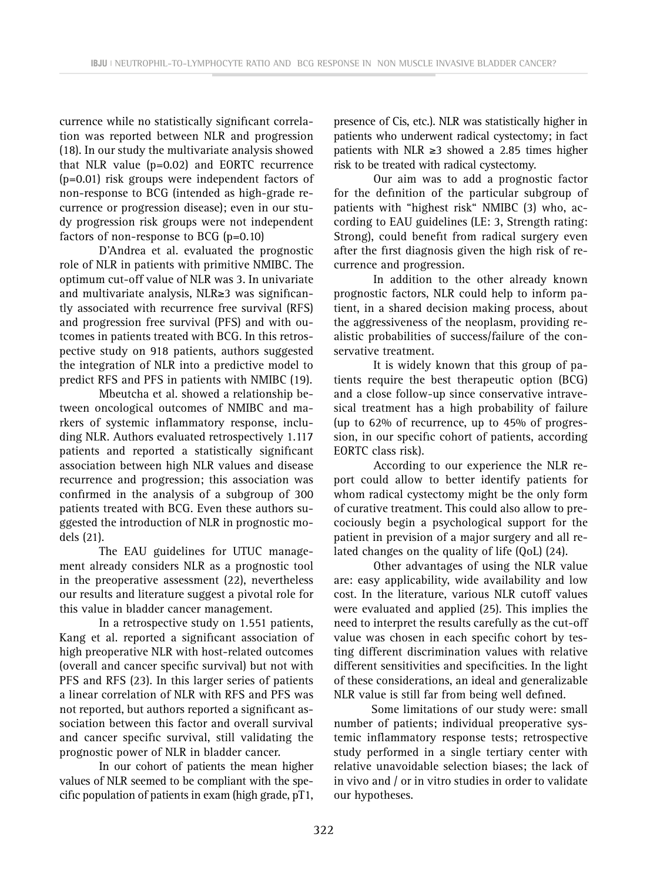currence while no statistically significant correlation was reported between NLR and progression (18). In our study the multivariate analysis showed that NLR value (p=0.02) and EORTC recurrence (p=0.01) risk groups were independent factors of non-response to BCG (intended as high-grade recurrence or progression disease); even in our study progression risk groups were not independent factors of non-response to BCG (p=0.10)

D'Andrea et al. evaluated the prognostic role of NLR in patients with primitive NMIBC. The optimum cut-off value of NLR was 3. In univariate and multivariate analysis, NLR≥3 was significantly associated with recurrence free survival (RFS) and progression free survival (PFS) and with outcomes in patients treated with BCG. In this retrospective study on 918 patients, authors suggested the integration of NLR into a predictive model to predict RFS and PFS in patients with NMIBC (19).

Mbeutcha et al. showed a relationship between oncological outcomes of NMIBC and markers of systemic inflammatory response, including NLR. Authors evaluated retrospectively 1.117 patients and reported a statistically significant association between high NLR values and disease recurrence and progression; this association was confirmed in the analysis of a subgroup of 300 patients treated with BCG. Even these authors suggested the introduction of NLR in prognostic models (21).

The EAU guidelines for UTUC management already considers NLR as a prognostic tool in the preoperative assessment (22), nevertheless our results and literature suggest a pivotal role for this value in bladder cancer management.

In a retrospective study on 1.551 patients, Kang et al. reported a significant association of high preoperative NLR with host-related outcomes (overall and cancer specific survival) but not with PFS and RFS (23). In this larger series of patients a linear correlation of NLR with RFS and PFS was not reported, but authors reported a significant association between this factor and overall survival and cancer specific survival, still validating the prognostic power of NLR in bladder cancer.

In our cohort of patients the mean higher values of NLR seemed to be compliant with the specific population of patients in exam (high grade, pT1, presence of Cis, etc.). NLR was statistically higher in patients who underwent radical cystectomy; in fact patients with NLR ≥3 showed a 2.85 times higher risk to be treated with radical cystectomy.

Our aim was to add a prognostic factor for the definition of the particular subgroup of patients with "highest risk" NMIBC (3) who, according to EAU guidelines (LE: 3, Strength rating: Strong), could benefit from radical surgery even after the first diagnosis given the high risk of recurrence and progression.

In addition to the other already known prognostic factors, NLR could help to inform patient, in a shared decision making process, about the aggressiveness of the neoplasm, providing realistic probabilities of success/failure of the conservative treatment.

It is widely known that this group of patients require the best therapeutic option (BCG) and a close follow-up since conservative intravesical treatment has a high probability of failure (up to 62% of recurrence, up to 45% of progression, in our specific cohort of patients, according EORTC class risk).

According to our experience the NLR report could allow to better identify patients for whom radical cystectomy might be the only form of curative treatment. This could also allow to precociously begin a psychological support for the patient in prevision of a major surgery and all related changes on the quality of life (QoL) (24).

Other advantages of using the NLR value are: easy applicability, wide availability and low cost. In the literature, various NLR cutoff values were evaluated and applied (25). This implies the need to interpret the results carefully as the cut-off value was chosen in each specific cohort by testing different discrimination values with relative different sensitivities and specificities. In the light of these considerations, an ideal and generalizable NLR value is still far from being well defined.

Some limitations of our study were: small number of patients; individual preoperative systemic inflammatory response tests; retrospective study performed in a single tertiary center with relative unavoidable selection biases; the lack of in vivo and / or in vitro studies in order to validate our hypotheses.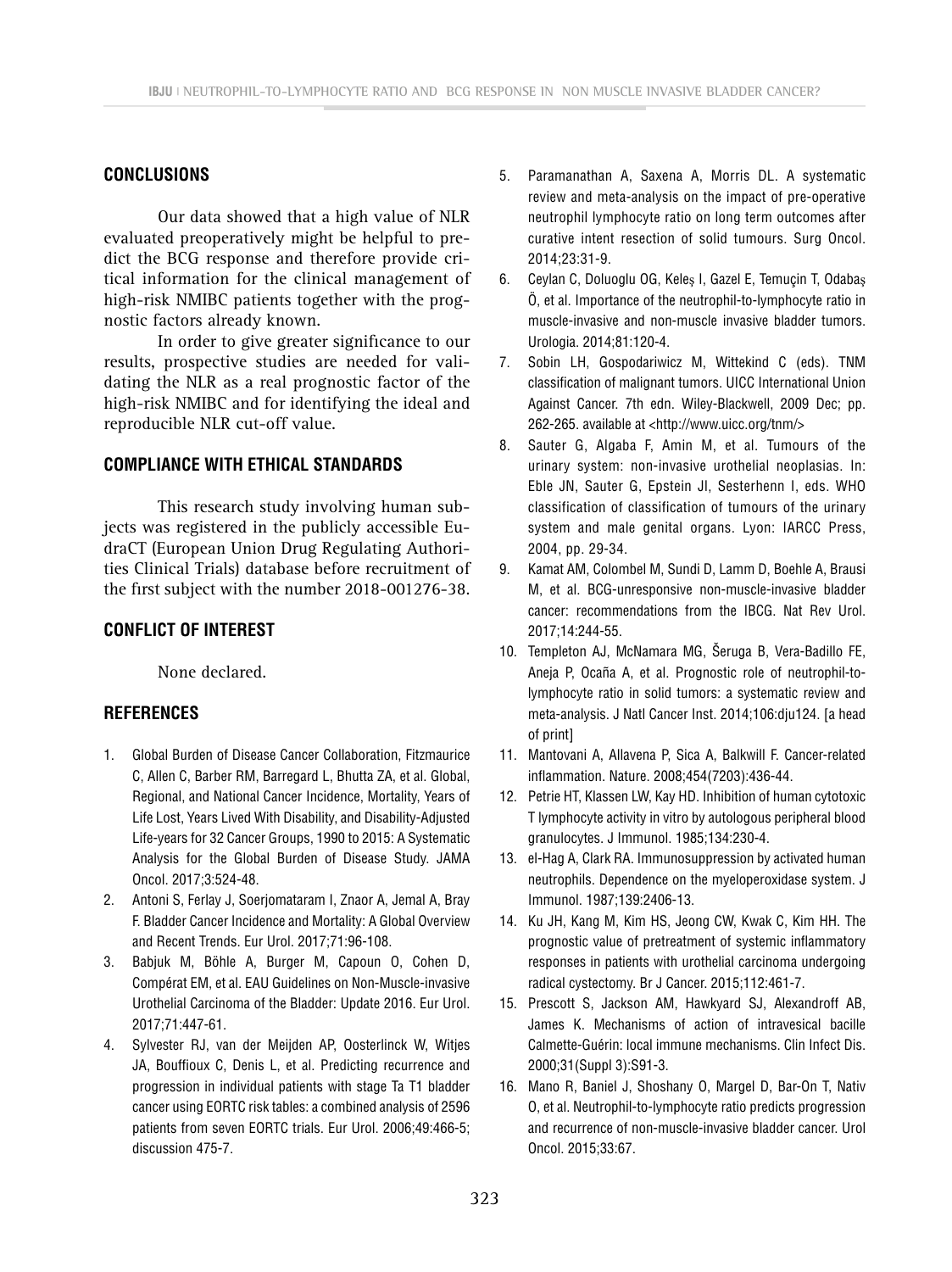## CONCLUSIONS

Our data showed that a high value of NLR evaluated preoperatively might be helpful to predict the BCG response and therefore provide critical information for the clinical management of high-risk NMIBC patients together with the prognostic factors already known.

In order to give greater significance to our results, prospective studies are needed for validating the NLR as a real prognostic factor of the high-risk NMIBC and for identifying the ideal and reproducible NLR cut-off value.

## COMPLIANCE WITH ETHICAL STANDARDS

This research study involving human subjects was registered in the publicly accessible EudraCT (European Union Drug Regulating Authorities Clinical Trials) database before recruitment of the first subject with the number 2018-001276-38.

## CONFLICT OF INTEREST

None declared.

## REFERENCES

1. Global Burden of Disease Cancer Collaboration, Fitzmaurice C, Allen C, Barber RM, Barregard L, Bhutta ZA, et al. Global, Regional, and National Cancer Incidence, Mortality, Years of Life Lost, Years Lived With Disability, and Disability-Adjusted Life-years for 32 Cancer Groups, 1990 to 2015: A Systematic Analysis for the Global Burden of Disease Study. JAMA Oncol. 2017;3:524-48.
2. Antoni S, Ferlay J, Soerjomataram I, Znaor A, Jemal A, Bray F. Bladder Cancer Incidence and Mortality: A Global Overview and Recent Trends. Eur Urol. 2017;71:96-108.
3. Babjuk M, Böhle A, Burger M, Capoun O, Cohen D, Compérat EM, et al. EAU Guidelines on Non-Muscle-invasive Urothelial Carcinoma of the Bladder: Update 2016. Eur Urol. 2017;71:447-61.
4. Sylvester RJ, van der Meijden AP, Oosterlinck W, Witjes JA, Bouffioux C, Denis L, et al. Predicting recurrence and progression in individual patients with stage Ta T1 bladder cancer using EORTC risk tables: a combined analysis of 2596 patients from seven EORTC trials. Eur Urol. 2006;49:466-5; discussion 475-7.
5. Paramanathan A, Saxena A, Morris DL. A systematic review and meta-analysis on the impact of pre-operative neutrophil lymphocyte ratio on long term outcomes after curative intent resection of solid tumours. Surg Oncol. 2014;23:31-9.
6. Ceylan C, Doluoglu OG, Keleş I, Gazel E, Temuçin T, Odabaş Ö, et al. Importance of the neutrophil-to-lymphocyte ratio in muscle-invasive and non-muscle invasive bladder tumors. Urologia. 2014;81:120-4.
7. Sobin LH, Gospodariwicz M, Wittekind C (eds). TNM classification of malignant tumors. UICC International Union Against Cancer. 7th edn. Wiley-Blackwell, 2009 Dec; pp. 262-265. available at <http://www.uicc.org/tnm/>
8. Sauter G, Algaba F, Amin M, et al. Tumours of the urinary system: non-invasive urothelial neoplasias. In: Eble JN, Sauter G, Epstein JI, Sesterhenn I, eds. WHO classification of classification of tumours of the urinary system and male genital organs. Lyon: IARCC Press, 2004, pp. 29-34.
9. Kamat AM, Colombel M, Sundi D, Lamm D, Boehle A, Brausi M, et al. BCG-unresponsive non-muscle-invasive bladder cancer: recommendations from the IBCG. Nat Rev Urol. 2017;14:244-55.
10. Templeton AJ, McNamara MG, Šeruga B, Vera-Badillo FE, Aneja P, Ocaña A, et al. Prognostic role of neutrophil-to-lymphocyte ratio in solid tumors: a systematic review and meta-analysis. J Natl Cancer Inst. 2014;106:dju124. [a head of print]
11. Mantovani A, Allavena P, Sica A, Balkwill F. Cancer-related inflammation. Nature. 2008;454(7203):436-44.
12. Petrie HT, Klassen LW, Kay HD. Inhibition of human cytotoxic T lymphocyte activity in vitro by autologous peripheral blood granulocytes. J Immunol. 1985;134:230-4.
13. el-Hag A, Clark RA. Immunosuppression by activated human neutrophils. Dependence on the myeloperoxidase system. J Immunol. 1987;139:2406-13.
14. Ku JH, Kang M, Kim HS, Jeong CW, Kwak C, Kim HH. The prognostic value of pretreatment of systemic inflammatory responses in patients with urothelial carcinoma undergoing radical cystectomy. Br J Cancer. 2015;112:461-7.
15. Prescott S, Jackson AM, Hawkyard SJ, Alexandroff AB, James K. Mechanisms of action of intravesical bacille Calmette-Guérin: local immune mechanisms. Clin Infect Dis. 2000;31(Suppl 3):S91-3.
16. Mano R, Baniel J, Shoshany O, Margel D, Bar-On T, Nativ O, et al. Neutrophil-to-lymphocyte ratio predicts progression and recurrence of non-muscle-invasive bladder cancer. Urol Oncol. 2015;33:67.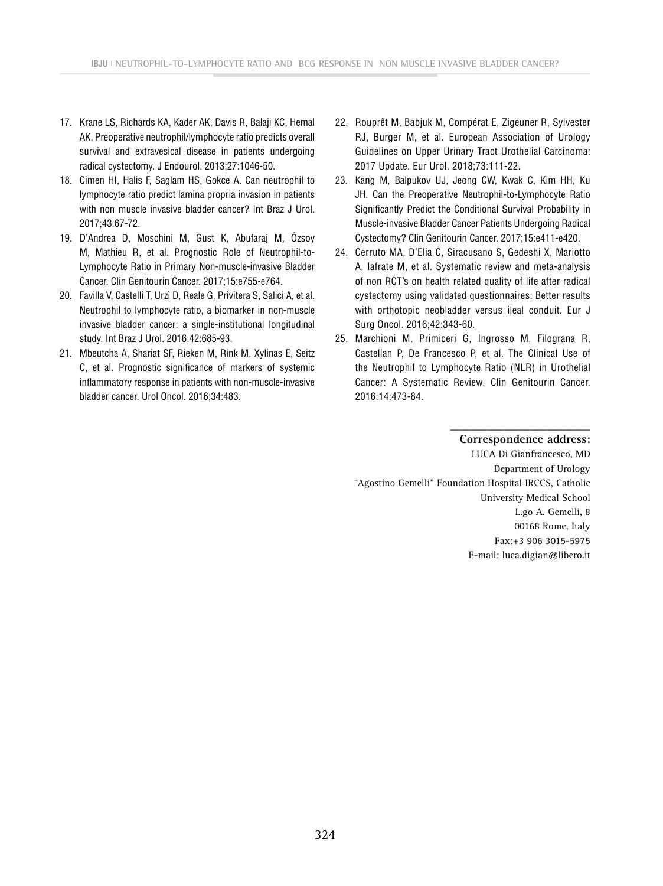17. Krane LS, Richards KA, Kader AK, Davis R, Balaji KC, Hemal AK. Preoperative neutrophil/lymphocyte ratio predicts overall survival and extravesical disease in patients undergoing radical cystectomy. J Endourol. 2013;27:1046-50.
18. Cimen HI, Halis F, Saglam HS, Gokce A. Can neutrophil to lymphocyte ratio predict lamina propria invasion in patients with non muscle invasive bladder cancer? Int Braz J Urol. 2017;43:67-72.
19. D'Andrea D, Moschini M, Gust K, Abufaraj M, Özsoy M, Mathieu R, et al. Prognostic Role of Neutrophil-to-Lymphocyte Ratio in Primary Non-muscle-invasive Bladder Cancer. Clin Genitourin Cancer. 2017;15:e755-e764.
20. Favilla V, Castelli T, Urzì D, Reale G, Privitera S, Salici A, et al. Neutrophil to lymphocyte ratio, a biomarker in non-muscle invasive bladder cancer: a single-institutional longitudinal study. Int Braz J Urol. 2016;42:685-93.
21. Mbeutcha A, Shariat SF, Rieken M, Rink M, Xylinas E, Seitz C, et al. Prognostic significance of markers of systemic inflammatory response in patients with non-muscle-invasive bladder cancer. Urol Oncol. 2016;34:483.
22. Rouprêt M, Babjuk M, Compérat E, Zigeuner R, Sylvester RJ, Burger M, et al. European Association of Urology Guidelines on Upper Urinary Tract Urothelial Carcinoma: 2017 Update. Eur Urol. 2018;73:111-22.
23. Kang M, Balpukov UJ, Jeong CW, Kwak C, Kim HH, Ku JH. Can the Preoperative Neutrophil-to-Lymphocyte Ratio Significantly Predict the Conditional Survival Probability in Muscle-invasive Bladder Cancer Patients Undergoing Radical Cystectomy? Clin Genitourin Cancer. 2017;15:e411-e420.
24. Cerruto MA, D'Elia C, Siracusano S, Gedeshi X, Mariotto A, Iafrate M, et al. Systematic review and meta-analysis of non RCT's on health related quality of life after radical cystectomy using validated questionnaires: Better results with orthotopic neobladder versus ileal conduit. Eur J Surg Oncol. 2016;42:343-60.
25. Marchioni M, Primiceri G, Ingrosso M, Filograna R, Castellan P, De Francesco P, et al. The Clinical Use of the Neutrophil to Lymphocyte Ratio (NLR) in Urothelial Cancer: A Systematic Review. Clin Genitourin Cancer. 2016;14:473-84.

**Correspondence address:**
LUCA Di Gianfrancesco, MD
Department of Urology
"Agostino Gemelli" Foundation Hospital IRCCS, Catholic University Medical School
L.go A. Gemelli, 8
00168 Rome, Italy
Fax:+3 906 3015-5975
E-mail: luca.digian@libero.it